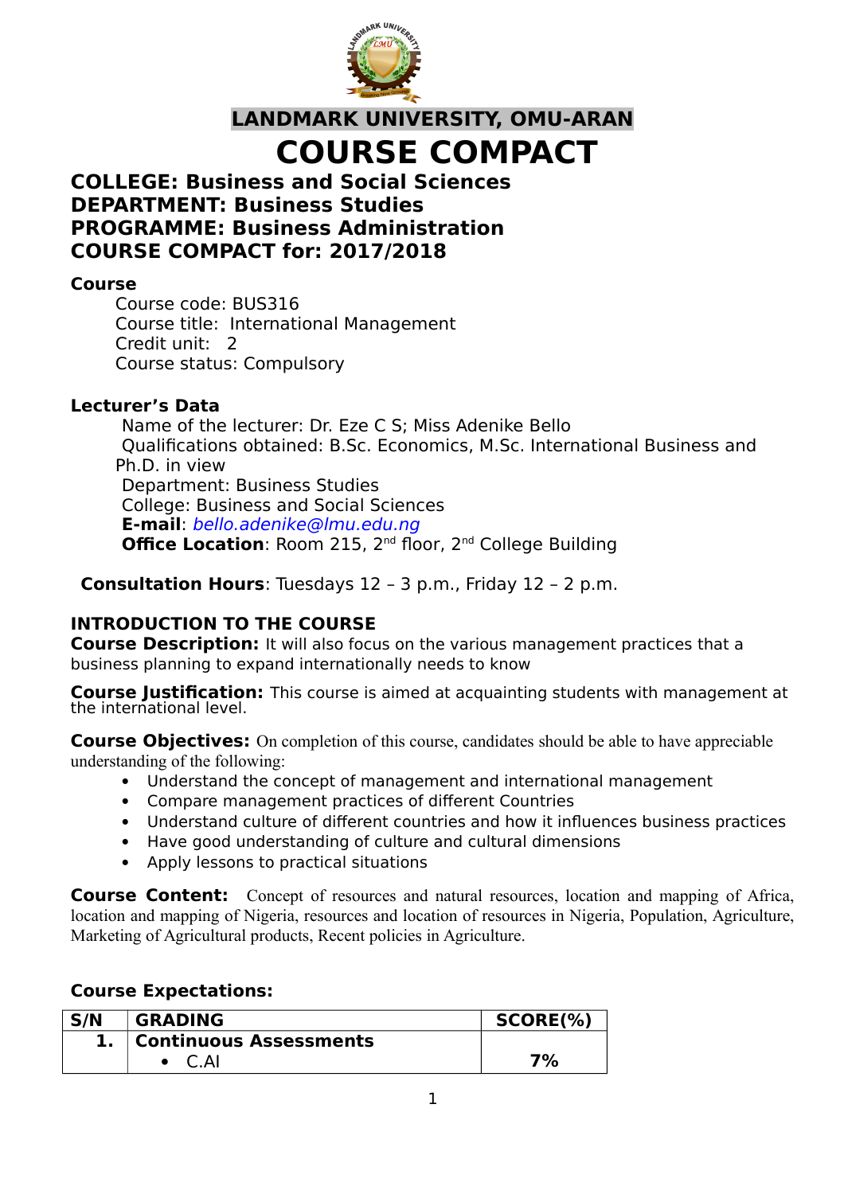**LANDMARK UNIVERSITY, OMU-ARAN**

# COURSE COMPACT

## COLLEGE: Business and Social Sciences
## DEPARTMENT: Business Studies
## PROGRAMME: Business Administration
## COURSE COMPACT for: 2017/2018

**Course**

Course code: BUS316
Course title: International Management
Credit unit: 2
Course status: Compulsory

**Lecturer's Data**

Name of the lecturer: Dr. Eze C S; Miss Adenike Bello
Qualifications obtained: B.Sc. Economics, M.Sc. International Business and Ph.D. in view
Department: Business Studies
College: Business and Social Sciences
**E-mail**: *bello.adenike@lmu.edu.ng*
**Office Location**: Room 215, 2nd floor, 2nd College Building

**Consultation Hours**: Tuesdays 12 – 3 p.m., Friday 12 – 2 p.m.

**INTRODUCTION TO THE COURSE**

**Course Description:** It will also focus on the various management practices that a business planning to expand internationally needs to know

**Course Justification:** This course is aimed at acquainting students with management at the international level.

**Course Objectives:** On completion of this course, candidates should be able to have appreciable understanding of the following:

- Understand the concept of management and international management
- Compare management practices of different Countries
- Understand culture of different countries and how it influences business practices
- Have good understanding of culture and cultural dimensions
- Apply lessons to practical situations

**Course Content:** Concept of resources and natural resources, location and mapping of Africa, location and mapping of Nigeria, resources and location of resources in Nigeria, Population, Agriculture, Marketing of Agricultural products, Recent policies in Agriculture.

**Course Expectations:**

| S/N | GRADING | SCORE(%) |
|---|---|---|
| 1. | **Continuous Assessments** | |
| | • C.AI | **7%** |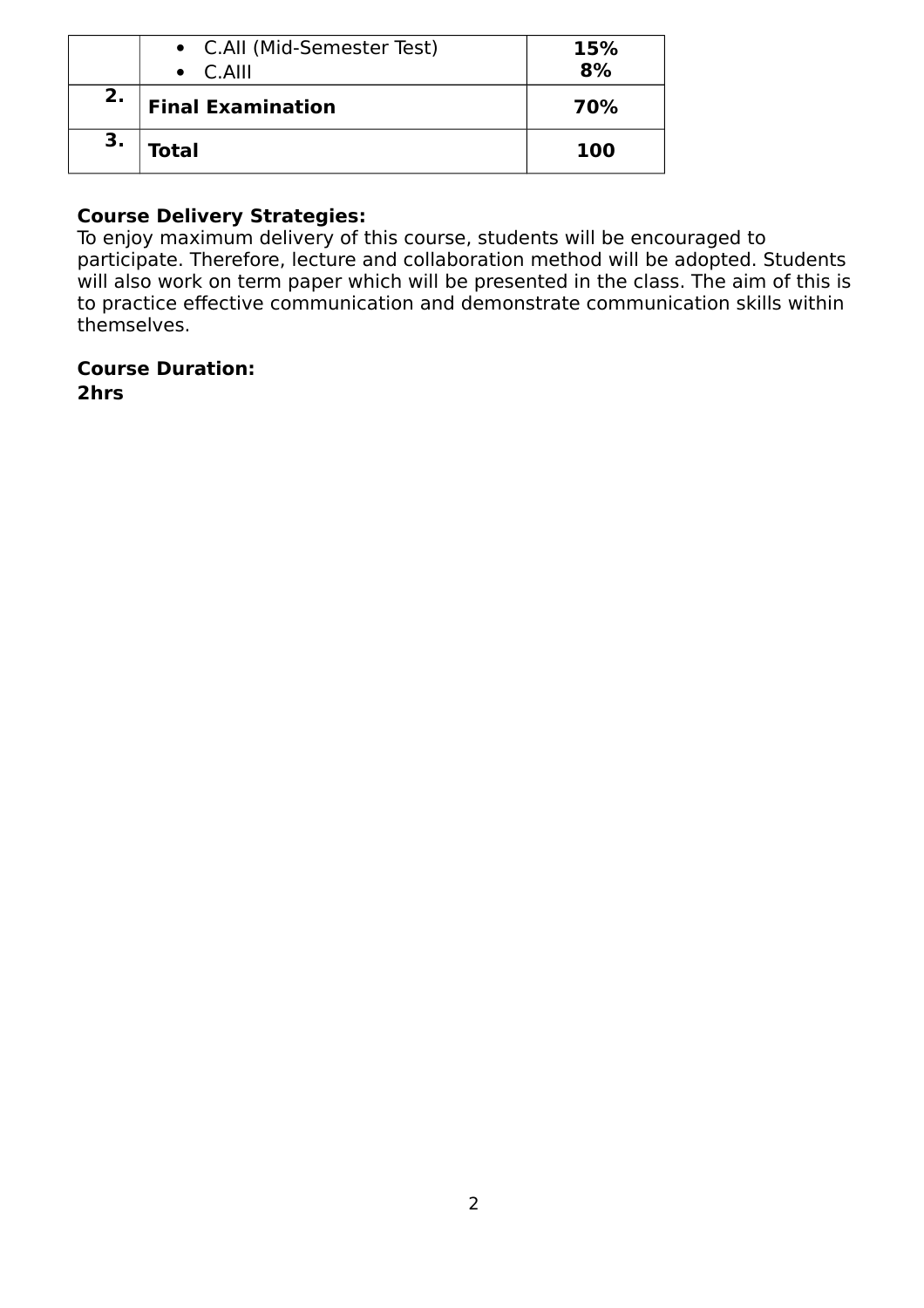|  |  |  |
|---|---|---|
|  | • C.AII (Mid-Semester Test)<br>• C.AIII | **15%**<br>**8%** |
| **2.** | **Final Examination** | **70%** |
| **3.** | **Total** | **100** |

**Course Delivery Strategies:**
To enjoy maximum delivery of this course, students will be encouraged to participate. Therefore, lecture and collaboration method will be adopted. Students will also work on term paper which will be presented in the class. The aim of this is to practice effective communication and demonstrate communication skills within themselves.

**Course Duration:**
**2hrs**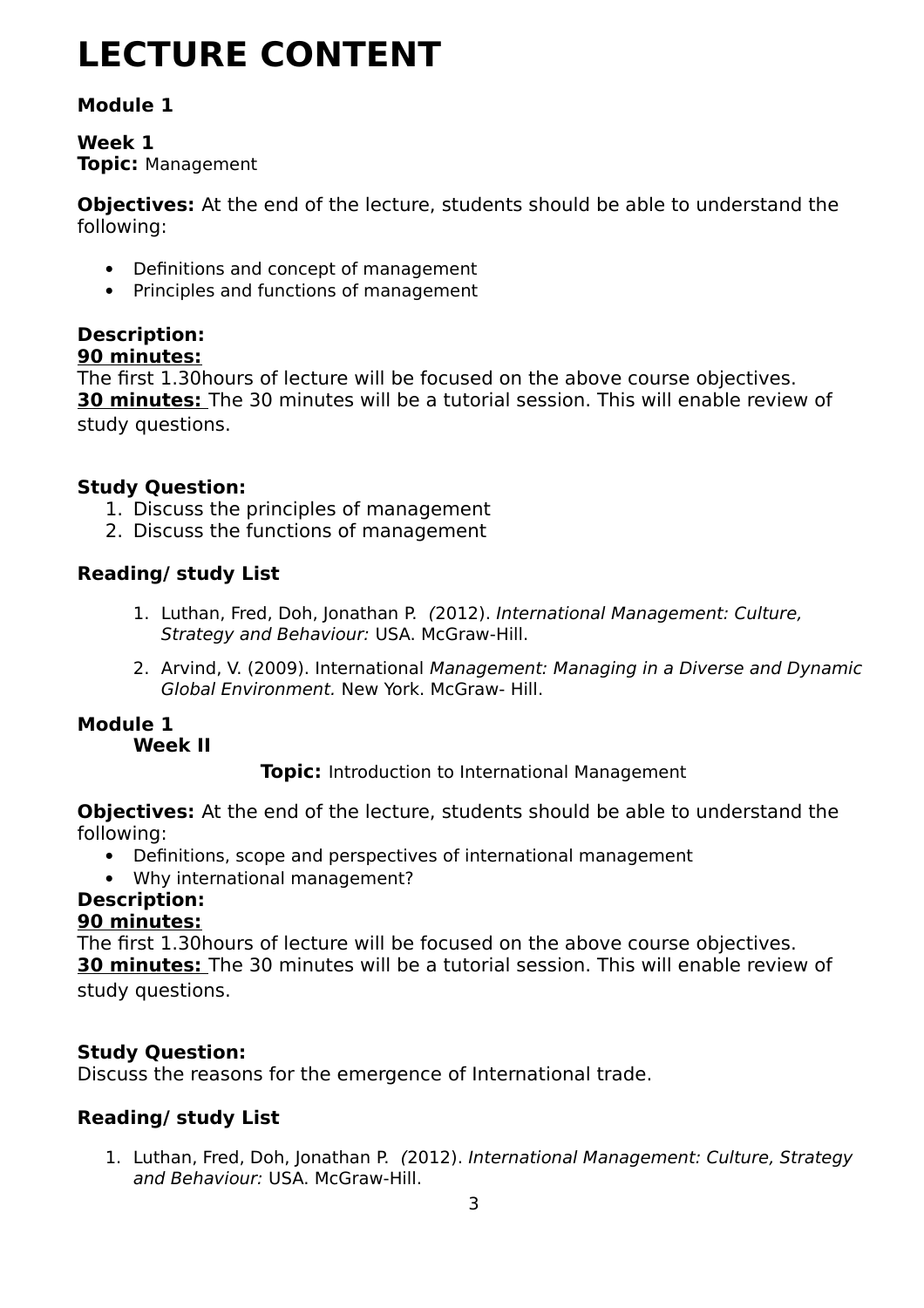# LECTURE CONTENT

**Module 1**

**Week 1**
**Topic:** Management

**Objectives:** At the end of the lecture, students should be able to understand the following:

- Definitions and concept of management
- Principles and functions of management

**Description:**
**90 minutes:**
The first 1.30hours of lecture will be focused on the above course objectives.
**30 minutes:** The 30 minutes will be a tutorial session. This will enable review of study questions.

**Study Question:**

1. Discuss the principles of management
2. Discuss the functions of management

**Reading/ study List**

1. Luthan, Fred, Doh, Jonathan P. *(*2012). *International Management: Culture, Strategy and Behaviour:* USA. McGraw-Hill.
2. Arvind, V. (2009). International *Management: Managing in a Diverse and Dynamic Global Environment.* New York. McGraw- Hill.

**Module 1**
**Week II**

**Topic:** Introduction to International Management

**Objectives:** At the end of the lecture, students should be able to understand the following:

- Definitions, scope and perspectives of international management
- Why international management?

**Description:**
**90 minutes:**
The first 1.30hours of lecture will be focused on the above course objectives.
**30 minutes:** The 30 minutes will be a tutorial session. This will enable review of study questions.

**Study Question:**
Discuss the reasons for the emergence of International trade.

**Reading/ study List**

1. Luthan, Fred, Doh, Jonathan P. *(*2012). *International Management: Culture, Strategy and Behaviour:* USA. McGraw-Hill.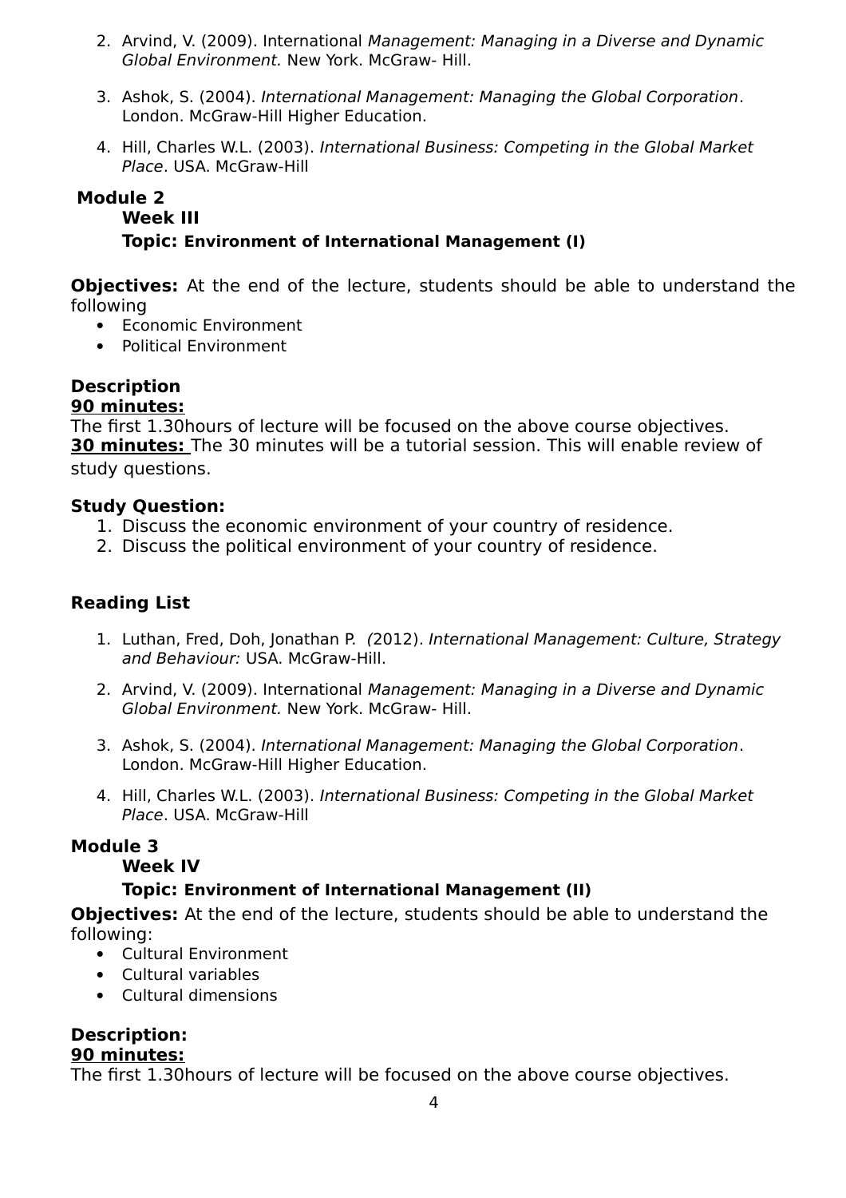2. Arvind, V. (2009). International *Management: Managing in a Diverse and Dynamic Global Environment.* New York. McGraw- Hill.

3. Ashok, S. (2004). *International Management: Managing the Global Corporation*. London. McGraw-Hill Higher Education.

4. Hill, Charles W.L. (2003). *International Business: Competing in the Global Market Place*. USA. McGraw-Hill

## Module 2

### Week III

### Topic: Environment of International Management (I)

**Objectives:** At the end of the lecture, students should be able to understand the following

- Economic Environment
- Political Environment

**Description**

**90 minutes:**

The first 1.30hours of lecture will be focused on the above course objectives.

**30 minutes:** The 30 minutes will be a tutorial session. This will enable review of study questions.

**Study Question:**

1. Discuss the economic environment of your country of residence.
2. Discuss the political environment of your country of residence.

**Reading List**

1. Luthan, Fred, Doh, Jonathan P. *(*2012). *International Management: Culture, Strategy and Behaviour:* USA. McGraw-Hill.

2. Arvind, V. (2009). International *Management: Managing in a Diverse and Dynamic Global Environment.* New York. McGraw- Hill.

3. Ashok, S. (2004). *International Management: Managing the Global Corporation*. London. McGraw-Hill Higher Education.

4. Hill, Charles W.L. (2003). *International Business: Competing in the Global Market Place*. USA. McGraw-Hill

## Module 3

### Week IV

### Topic: Environment of International Management (II)

**Objectives:** At the end of the lecture, students should be able to understand the following:

- Cultural Environment
- Cultural variables
- Cultural dimensions

**Description:**

**90 minutes:**

The first 1.30hours of lecture will be focused on the above course objectives.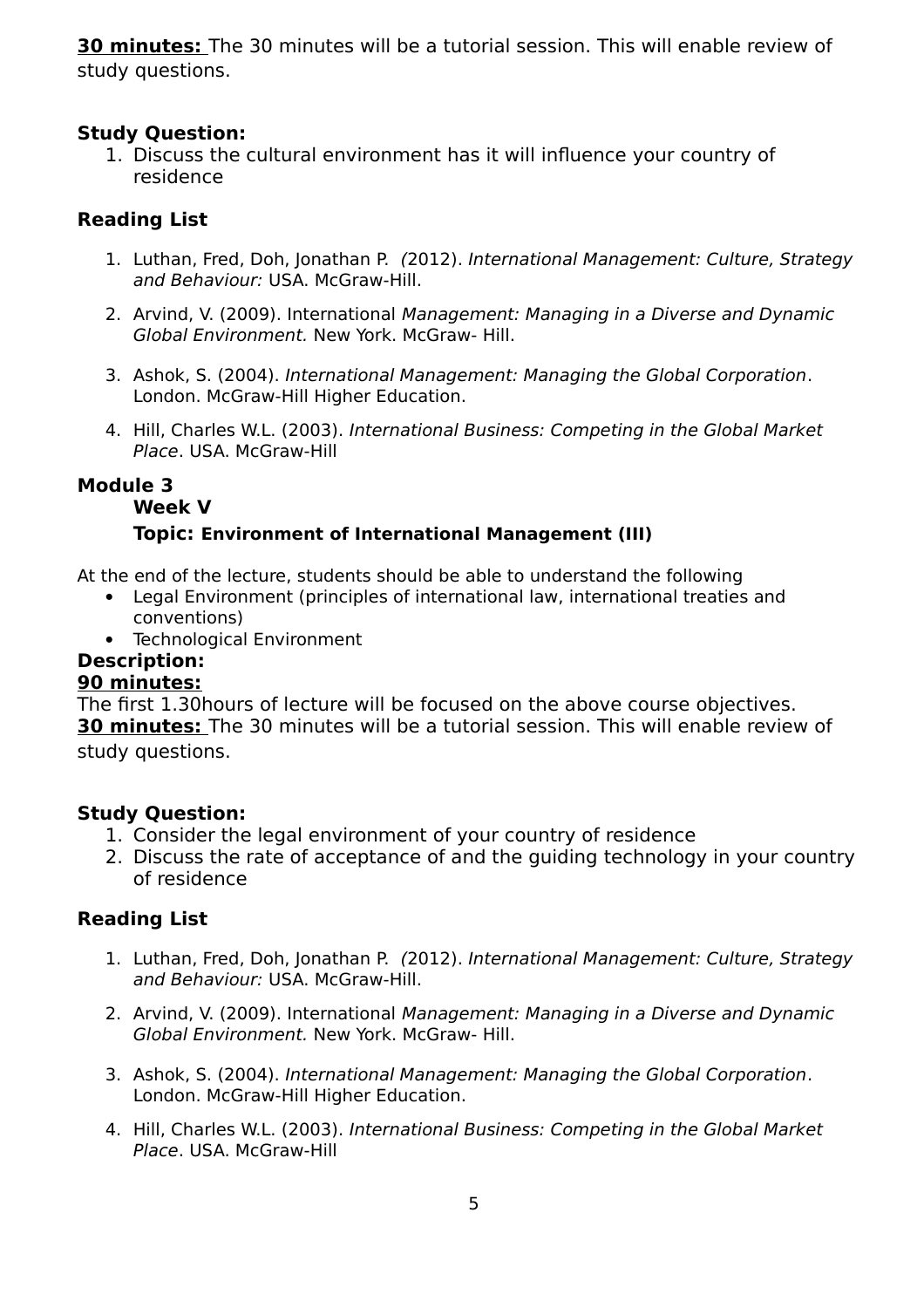**30 minutes:** The 30 minutes will be a tutorial session. This will enable review of study questions.

**Study Question:**

1. Discuss the cultural environment has it will influence your country of residence

**Reading List**

1. Luthan, Fred, Doh, Jonathan P. *(*2012). *International Management: Culture, Strategy and Behaviour:* USA. McGraw-Hill.
2. Arvind, V. (2009). International *Management: Managing in a Diverse and Dynamic Global Environment.* New York. McGraw- Hill.
3. Ashok, S. (2004). *International Management: Managing the Global Corporation*. London. McGraw-Hill Higher Education.
4. Hill, Charles W.L. (2003). *International Business: Competing in the Global Market Place*. USA. McGraw-Hill

## Module 3

### Week V

### Topic: Environment of International Management (III)

At the end of the lecture, students should be able to understand the following

- Legal Environment (principles of international law, international treaties and conventions)
- Technological Environment

**Description:**

**90 minutes:**

The first 1.30hours of lecture will be focused on the above course objectives.

**30 minutes:** The 30 minutes will be a tutorial session. This will enable review of study questions.

**Study Question:**

1. Consider the legal environment of your country of residence
2. Discuss the rate of acceptance of and the guiding technology in your country of residence

**Reading List**

1. Luthan, Fred, Doh, Jonathan P. *(*2012). *International Management: Culture, Strategy and Behaviour:* USA. McGraw-Hill.
2. Arvind, V. (2009). International *Management: Managing in a Diverse and Dynamic Global Environment.* New York. McGraw- Hill.
3. Ashok, S. (2004). *International Management: Managing the Global Corporation*. London. McGraw-Hill Higher Education.
4. Hill, Charles W.L. (2003). *International Business: Competing in the Global Market Place*. USA. McGraw-Hill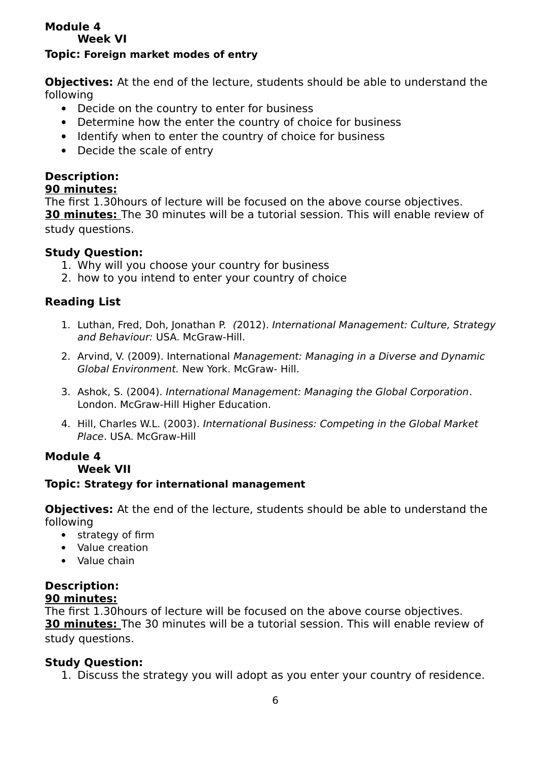**Module 4**
**Week VI**

**Topic: Foreign market modes of entry**

**Objectives:** At the end of the lecture, students should be able to understand the following

- Decide on the country to enter for business
- Determine how the enter the country of choice for business
- Identify when to enter the country of choice for business
- Decide the scale of entry

**Description:**
**90 minutes:**
The first 1.30hours of lecture will be focused on the above course objectives.
**30 minutes:** The 30 minutes will be a tutorial session. This will enable review of study questions.

**Study Question:**

1. Why will you choose your country for business
2. how to you intend to enter your country of choice

**Reading List**

1. Luthan, Fred, Doh, Jonathan P. *(*2012). *International Management: Culture, Strategy and Behaviour:* USA. McGraw-Hill.
2. Arvind, V. (2009). International *Management: Managing in a Diverse and Dynamic Global Environment.* New York. McGraw- Hill.
3. Ashok, S. (2004). *International Management: Managing the Global Corporation*. London. McGraw-Hill Higher Education.
4. Hill, Charles W.L. (2003). *International Business: Competing in the Global Market Place*. USA. McGraw-Hill

**Module 4**
**Week VII**

**Topic: Strategy for international management**

**Objectives:** At the end of the lecture, students should be able to understand the following

- strategy of firm
- Value creation
- Value chain

**Description:**
**90 minutes:**
The first 1.30hours of lecture will be focused on the above course objectives.
**30 minutes:** The 30 minutes will be a tutorial session. This will enable review of study questions.

**Study Question:**

1. Discuss the strategy you will adopt as you enter your country of residence.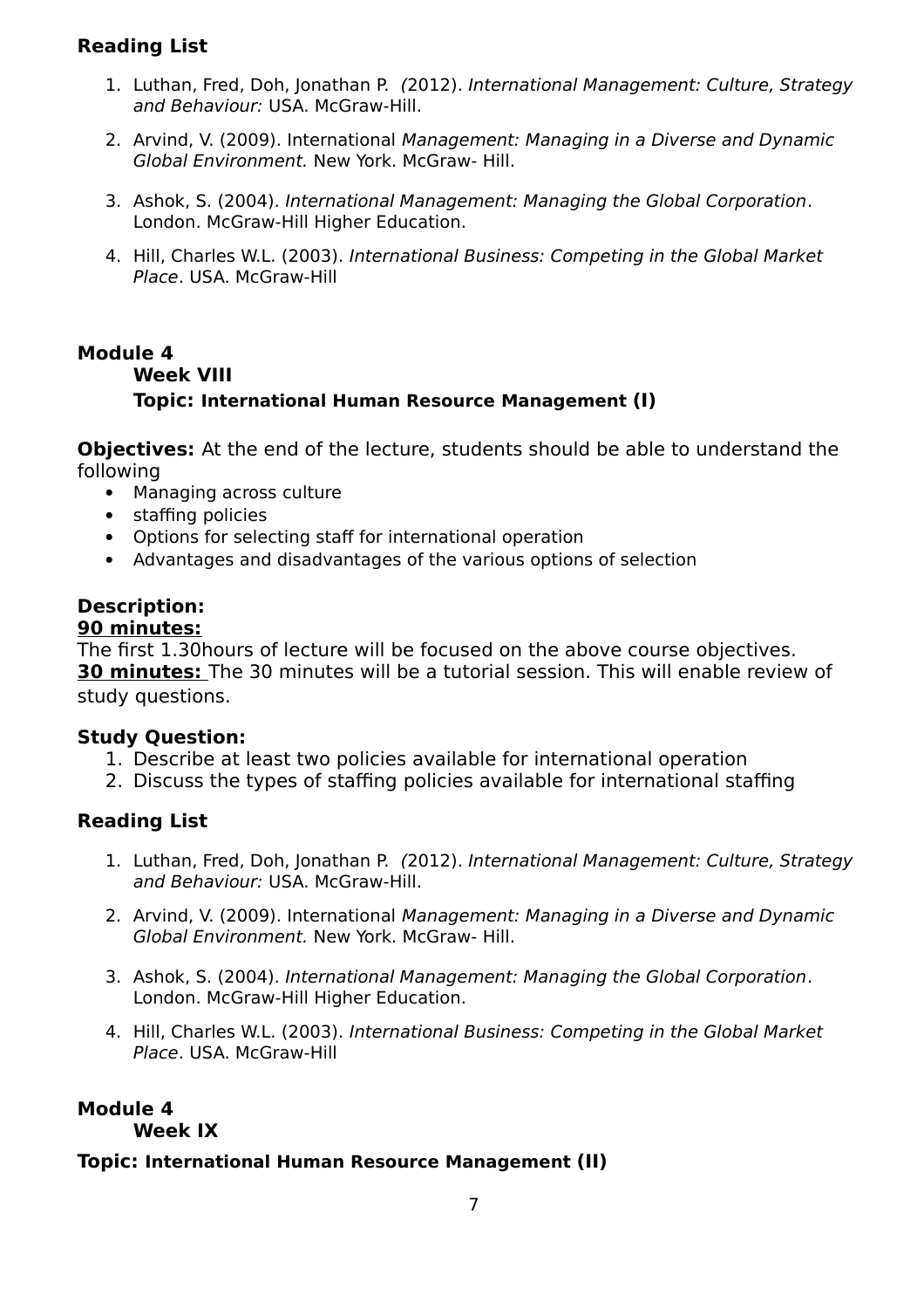**Reading List**

1. Luthan, Fred, Doh, Jonathan P. *(*2012). *International Management: Culture, Strategy and Behaviour:* USA. McGraw-Hill.
2. Arvind, V. (2009). International *Management: Managing in a Diverse and Dynamic Global Environment.* New York. McGraw- Hill.
3. Ashok, S. (2004). *International Management: Managing the Global Corporation*. London. McGraw-Hill Higher Education.
4. Hill, Charles W.L. (2003). *International Business: Competing in the Global Market Place*. USA. McGraw-Hill

## Module 4

### Week VIII

### Topic: International Human Resource Management (I)

**Objectives:** At the end of the lecture, students should be able to understand the following

- Managing across culture
- staffing policies
- Options for selecting staff for international operation
- Advantages and disadvantages of the various options of selection

**Description:**

**90 minutes:**

The first 1.30hours of lecture will be focused on the above course objectives.

**30 minutes:** The 30 minutes will be a tutorial session. This will enable review of study questions.

**Study Question:**

1. Describe at least two policies available for international operation
2. Discuss the types of staffing policies available for international staffing

**Reading List**

1. Luthan, Fred, Doh, Jonathan P. *(*2012). *International Management: Culture, Strategy and Behaviour:* USA. McGraw-Hill.
2. Arvind, V. (2009). International *Management: Managing in a Diverse and Dynamic Global Environment.* New York. McGraw- Hill.
3. Ashok, S. (2004). *International Management: Managing the Global Corporation*. London. McGraw-Hill Higher Education.
4. Hill, Charles W.L. (2003). *International Business: Competing in the Global Market Place*. USA. McGraw-Hill

## Module 4

### Week IX

### Topic: International Human Resource Management (II)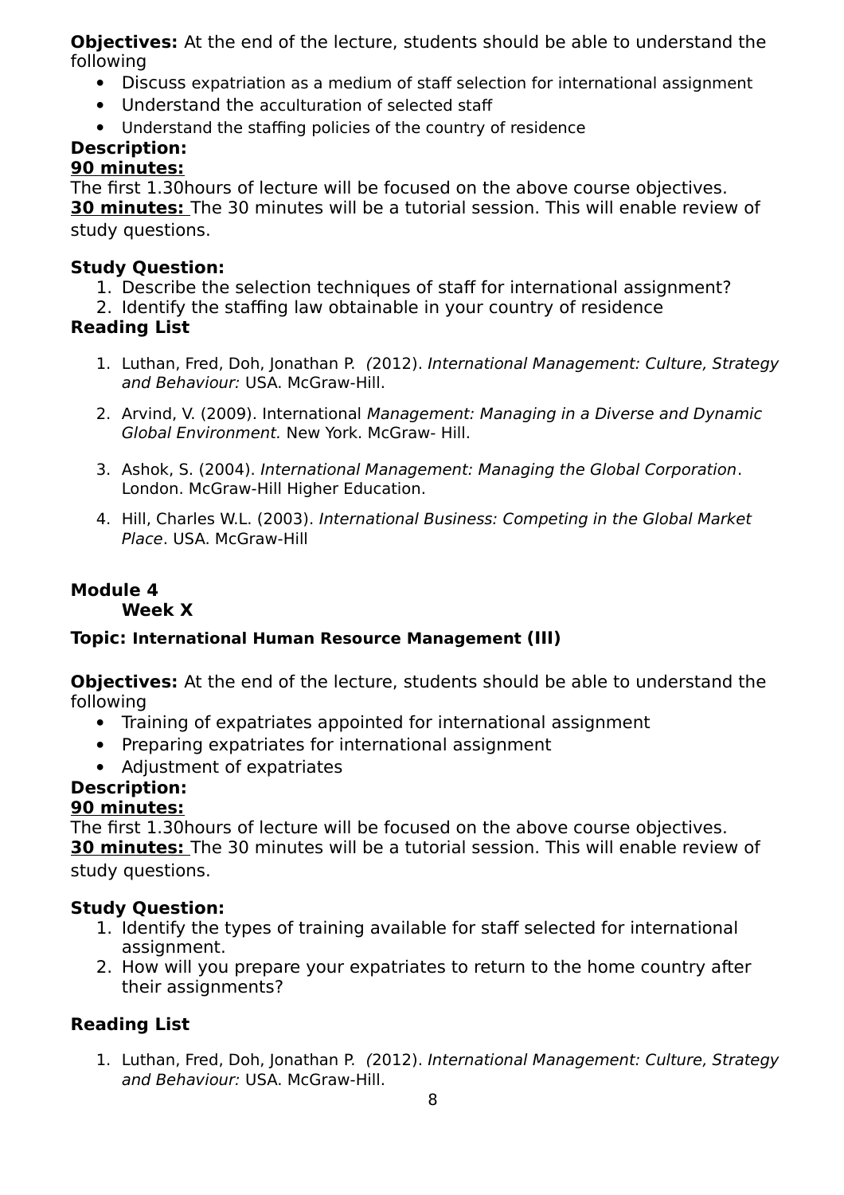**Objectives:** At the end of the lecture, students should be able to understand the following

- Discuss expatriation as a medium of staff selection for international assignment
- Understand the acculturation of selected staff
- Understand the staffing policies of the country of residence

**Description:**

**90 minutes:**

The first 1.30hours of lecture will be focused on the above course objectives.

**30 minutes:** The 30 minutes will be a tutorial session. This will enable review of study questions.

**Study Question:**

1. Describe the selection techniques of staff for international assignment?
2. Identify the staffing law obtainable in your country of residence

**Reading List**

1. Luthan, Fred, Doh, Jonathan P. *(*2012). *International Management: Culture, Strategy and Behaviour:* USA. McGraw-Hill.
2. Arvind, V. (2009). International *Management: Managing in a Diverse and Dynamic Global Environment.* New York. McGraw- Hill.
3. Ashok, S. (2004). *International Management: Managing the Global Corporation*. London. McGraw-Hill Higher Education.
4. Hill, Charles W.L. (2003). *International Business: Competing in the Global Market Place*. USA. McGraw-Hill

**Module 4**

**Week X**

**Topic: International Human Resource Management (III)**

**Objectives:** At the end of the lecture, students should be able to understand the following

- Training of expatriates appointed for international assignment
- Preparing expatriates for international assignment
- Adjustment of expatriates

**Description:**

**90 minutes:**

The first 1.30hours of lecture will be focused on the above course objectives.

**30 minutes:** The 30 minutes will be a tutorial session. This will enable review of study questions.

**Study Question:**

1. Identify the types of training available for staff selected for international assignment.
2. How will you prepare your expatriates to return to the home country after their assignments?

**Reading List**

1. Luthan, Fred, Doh, Jonathan P. *(*2012). *International Management: Culture, Strategy and Behaviour:* USA. McGraw-Hill.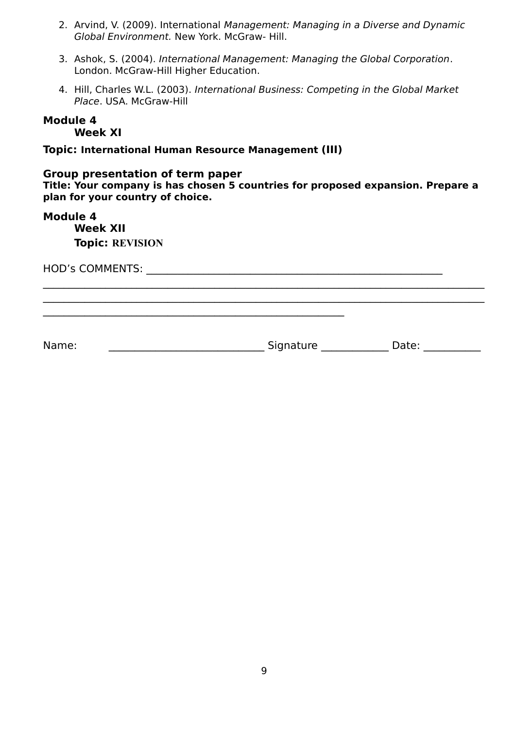2. Arvind, V. (2009). International *Management: Managing in a Diverse and Dynamic Global Environment.* New York. McGraw- Hill.

3. Ashok, S. (2004). *International Management: Managing the Global Corporation*. London. McGraw-Hill Higher Education.

4. Hill, Charles W.L. (2003). *International Business: Competing in the Global Market Place*. USA. McGraw-Hill

**Module 4**
**Week XI**

**Topic: International Human Resource Management (III)**

**Group presentation of term paper**
**Title: Your company is has chosen 5 countries for proposed expansion. Prepare a plan for your country of choice.**

**Module 4**
**Week XII**
**Topic: REVISION**

HOD's COMMENTS: ______________________________________________________
_________________________________________________________________________________
_________________________________________________________________________________
_______________________________________________________

Name: ___________________________ Signature ____________ Date: __________